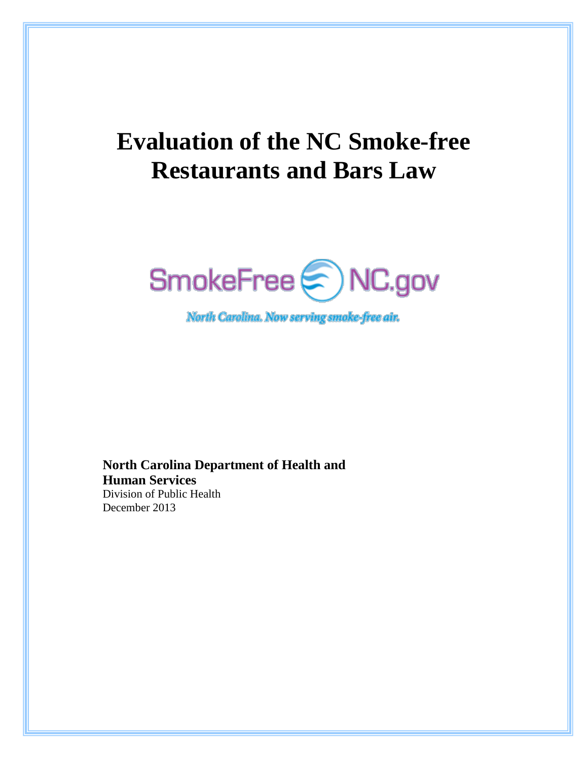# Evaluation of the NC Smoke-free Restaurants and Bars Law

SmokeFree NC.gov

*North Carolina. Now serving smoke-free air.*

**North Carolina Department of Health and Human Services**
Division of Public Health
December 2013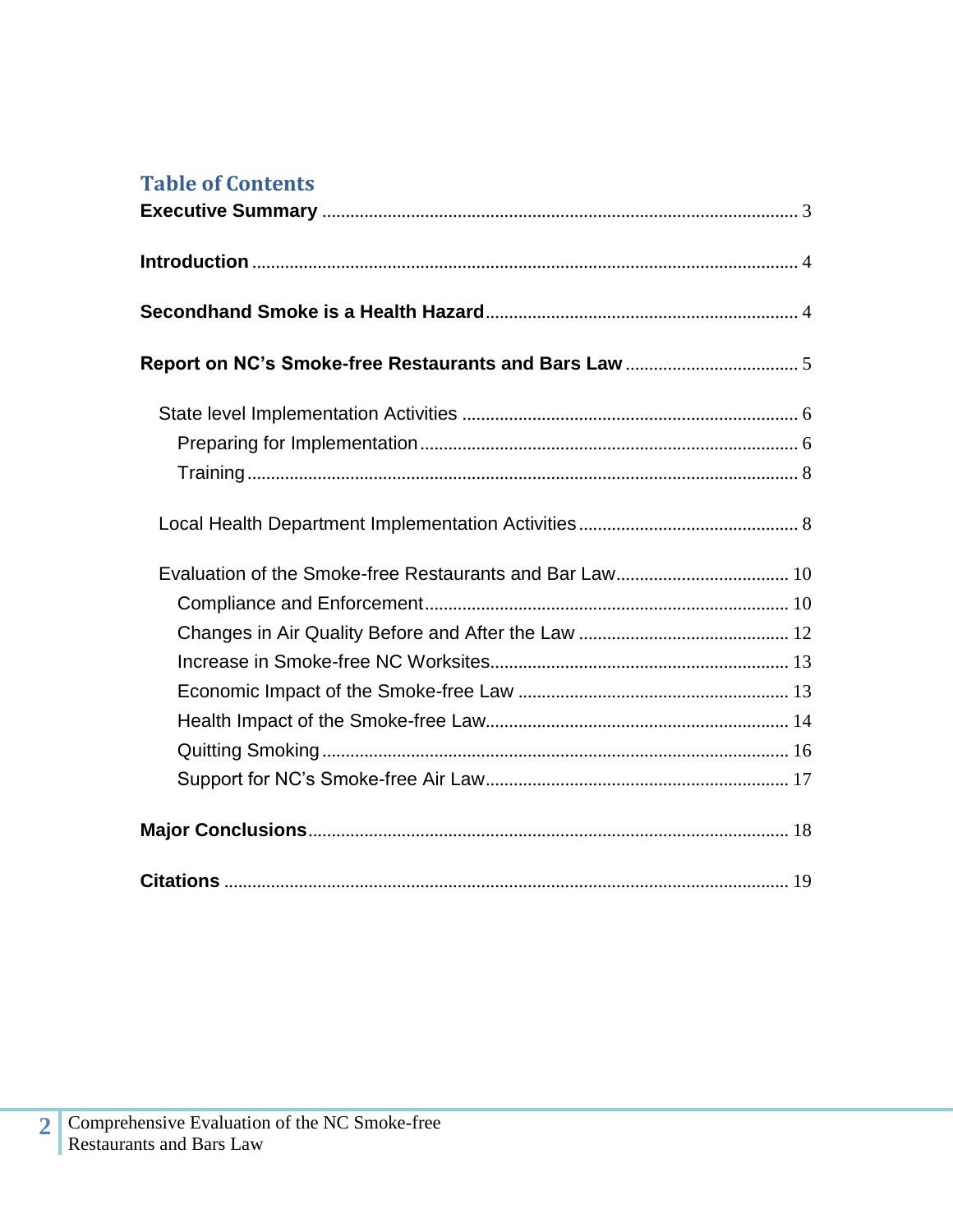## Table of Contents

**Executive Summary** ..................................................................................................... 3

**Introduction** ................................................................................................................... 4

**Secondhand Smoke is a Health Hazard** .................................................................. 4

**Report on NC's Smoke-free Restaurants and Bars Law** ..................................... 5

- State level Implementation Activities ....................................................................... 6
  - Preparing for Implementation ................................................................................ 6
  - Training ..................................................................................................................... 8
- Local Health Department Implementation Activities ............................................... 8
- Evaluation of the Smoke-free Restaurants and Bar Law ..................................... 10
  - Compliance and Enforcement ............................................................................. 10
  - Changes in Air Quality Before and After the Law ............................................. 12
  - Increase in Smoke-free NC Worksites ................................................................ 13
  - Economic Impact of the Smoke-free Law .......................................................... 13
  - Health Impact of the Smoke-free Law ................................................................ 14
  - Quitting Smoking ................................................................................................... 16
  - Support for NC's Smoke-free Air Law ................................................................ 17

**Major Conclusions** ..................................................................................................... 18

**Citations** ....................................................................................................................... 19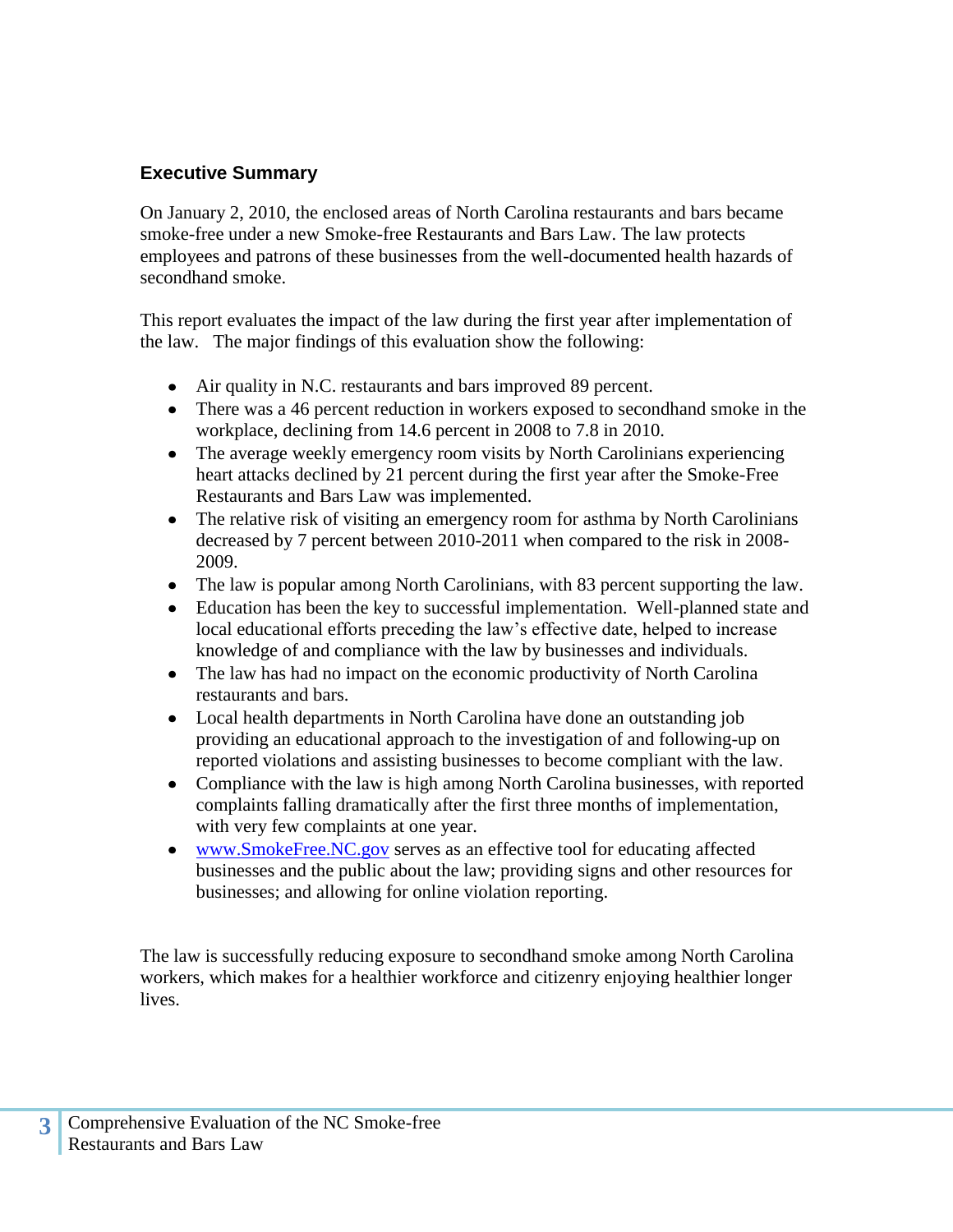## Executive Summary

On January 2, 2010, the enclosed areas of North Carolina restaurants and bars became smoke-free under a new Smoke-free Restaurants and Bars Law. The law protects employees and patrons of these businesses from the well-documented health hazards of secondhand smoke.

This report evaluates the impact of the law during the first year after implementation of the law. The major findings of this evaluation show the following:

- Air quality in N.C. restaurants and bars improved 89 percent.
- There was a 46 percent reduction in workers exposed to secondhand smoke in the workplace, declining from 14.6 percent in 2008 to 7.8 in 2010.
- The average weekly emergency room visits by North Carolinians experiencing heart attacks declined by 21 percent during the first year after the Smoke-Free Restaurants and Bars Law was implemented.
- The relative risk of visiting an emergency room for asthma by North Carolinians decreased by 7 percent between 2010-2011 when compared to the risk in 2008-2009.
- The law is popular among North Carolinians, with 83 percent supporting the law.
- Education has been the key to successful implementation. Well-planned state and local educational efforts preceding the law's effective date, helped to increase knowledge of and compliance with the law by businesses and individuals.
- The law has had no impact on the economic productivity of North Carolina restaurants and bars.
- Local health departments in North Carolina have done an outstanding job providing an educational approach to the investigation of and following-up on reported violations and assisting businesses to become compliant with the law.
- Compliance with the law is high among North Carolina businesses, with reported complaints falling dramatically after the first three months of implementation, with very few complaints at one year.
- [www.SmokeFree.NC.gov](http://www.SmokeFree.NC.gov) serves as an effective tool for educating affected businesses and the public about the law; providing signs and other resources for businesses; and allowing for online violation reporting.

The law is successfully reducing exposure to secondhand smoke among North Carolina workers, which makes for a healthier workforce and citizenry enjoying healthier longer lives.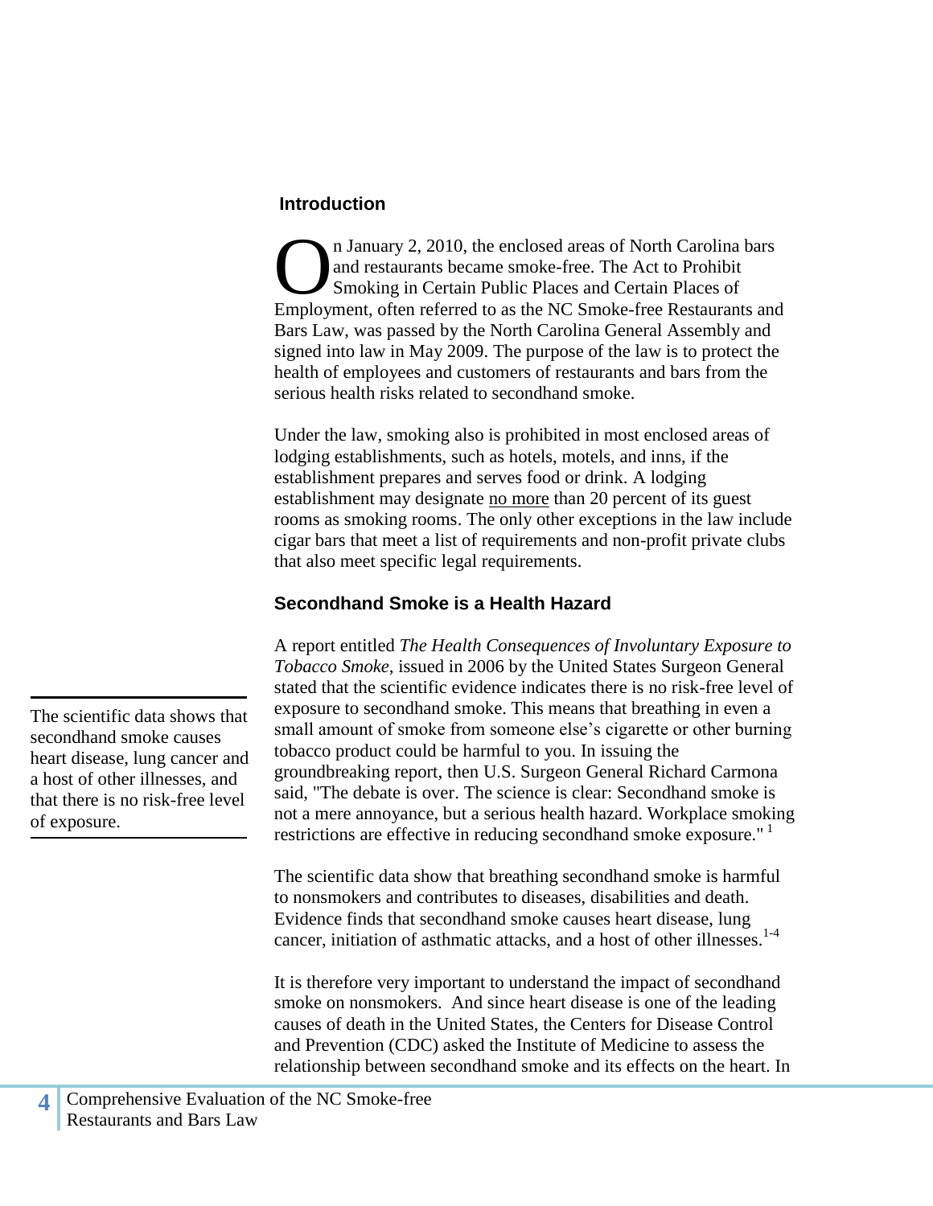## Introduction

On January 2, 2010, the enclosed areas of North Carolina bars and restaurants became smoke-free. The Act to Prohibit Smoking in Certain Public Places and Certain Places of Employment, often referred to as the NC Smoke-free Restaurants and Bars Law, was passed by the North Carolina General Assembly and signed into law in May 2009. The purpose of the law is to protect the health of employees and customers of restaurants and bars from the serious health risks related to secondhand smoke.

Under the law, smoking also is prohibited in most enclosed areas of lodging establishments, such as hotels, motels, and inns, if the establishment prepares and serves food or drink. A lodging establishment may designate <u>no more</u> than 20 percent of its guest rooms as smoking rooms. The only other exceptions in the law include cigar bars that meet a list of requirements and non-profit private clubs that also meet specific legal requirements.

## Secondhand Smoke is a Health Hazard

> The scientific data shows that secondhand smoke causes heart disease, lung cancer and a host of other illnesses, and that there is no risk-free level of exposure.

A report entitled *The Health Consequences of Involuntary Exposure to Tobacco Smoke*, issued in 2006 by the United States Surgeon General stated that the scientific evidence indicates there is no risk-free level of exposure to secondhand smoke. This means that breathing in even a small amount of smoke from someone else's cigarette or other burning tobacco product could be harmful to you. In issuing the groundbreaking report, then U.S. Surgeon General Richard Carmona said, "The debate is over. The science is clear: Secondhand smoke is not a mere annoyance, but a serious health hazard. Workplace smoking restrictions are effective in reducing secondhand smoke exposure." [1]

The scientific data show that breathing secondhand smoke is harmful to nonsmokers and contributes to diseases, disabilities and death. Evidence finds that secondhand smoke causes heart disease, lung cancer, initiation of asthmatic attacks, and a host of other illnesses.[1-4]

It is therefore very important to understand the impact of secondhand smoke on nonsmokers. And since heart disease is one of the leading causes of death in the United States, the Centers for Disease Control and Prevention (CDC) asked the Institute of Medicine to assess the relationship between secondhand smoke and its effects on the heart. In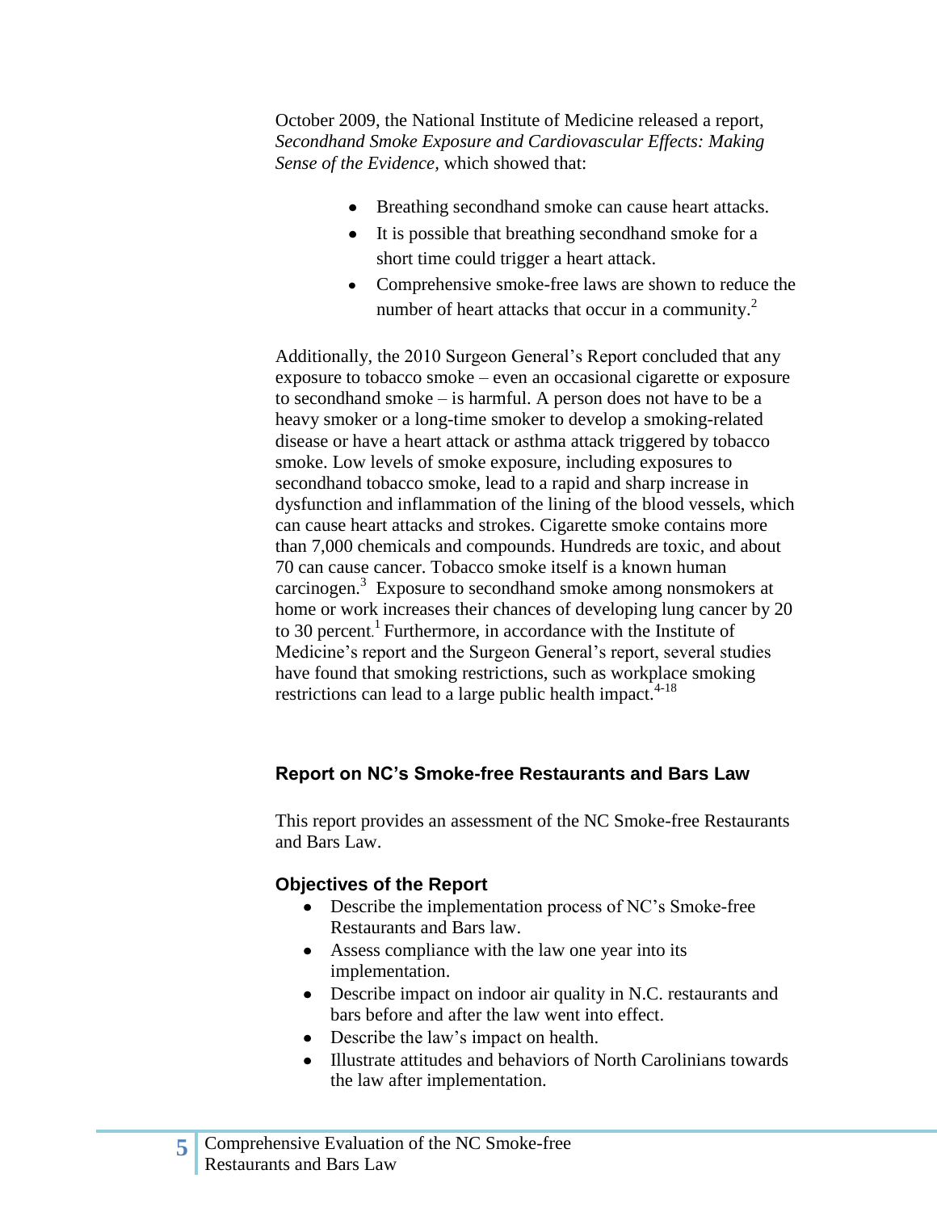October 2009, the National Institute of Medicine released a report, *Secondhand Smoke Exposure and Cardiovascular Effects: Making Sense of the Evidence*, which showed that:

- Breathing secondhand smoke can cause heart attacks.
- It is possible that breathing secondhand smoke for a short time could trigger a heart attack.
- Comprehensive smoke-free laws are shown to reduce the number of heart attacks that occur in a community.[2]

Additionally, the 2010 Surgeon General's Report concluded that any exposure to tobacco smoke – even an occasional cigarette or exposure to secondhand smoke – is harmful. A person does not have to be a heavy smoker or a long-time smoker to develop a smoking-related disease or have a heart attack or asthma attack triggered by tobacco smoke. Low levels of smoke exposure, including exposures to secondhand tobacco smoke, lead to a rapid and sharp increase in dysfunction and inflammation of the lining of the blood vessels, which can cause heart attacks and strokes. Cigarette smoke contains more than 7,000 chemicals and compounds. Hundreds are toxic, and about 70 can cause cancer. Tobacco smoke itself is a known human carcinogen.[3] Exposure to secondhand smoke among nonsmokers at home or work increases their chances of developing lung cancer by 20 to 30 percent.[1] Furthermore, in accordance with the Institute of Medicine's report and the Surgeon General's report, several studies have found that smoking restrictions, such as workplace smoking restrictions can lead to a large public health impact.[4-18]

## Report on NC's Smoke-free Restaurants and Bars Law

This report provides an assessment of the NC Smoke-free Restaurants and Bars Law.

### Objectives of the Report

- Describe the implementation process of NC's Smoke-free Restaurants and Bars law.
- Assess compliance with the law one year into its implementation.
- Describe impact on indoor air quality in N.C. restaurants and bars before and after the law went into effect.
- Describe the law's impact on health.
- Illustrate attitudes and behaviors of North Carolinians towards the law after implementation.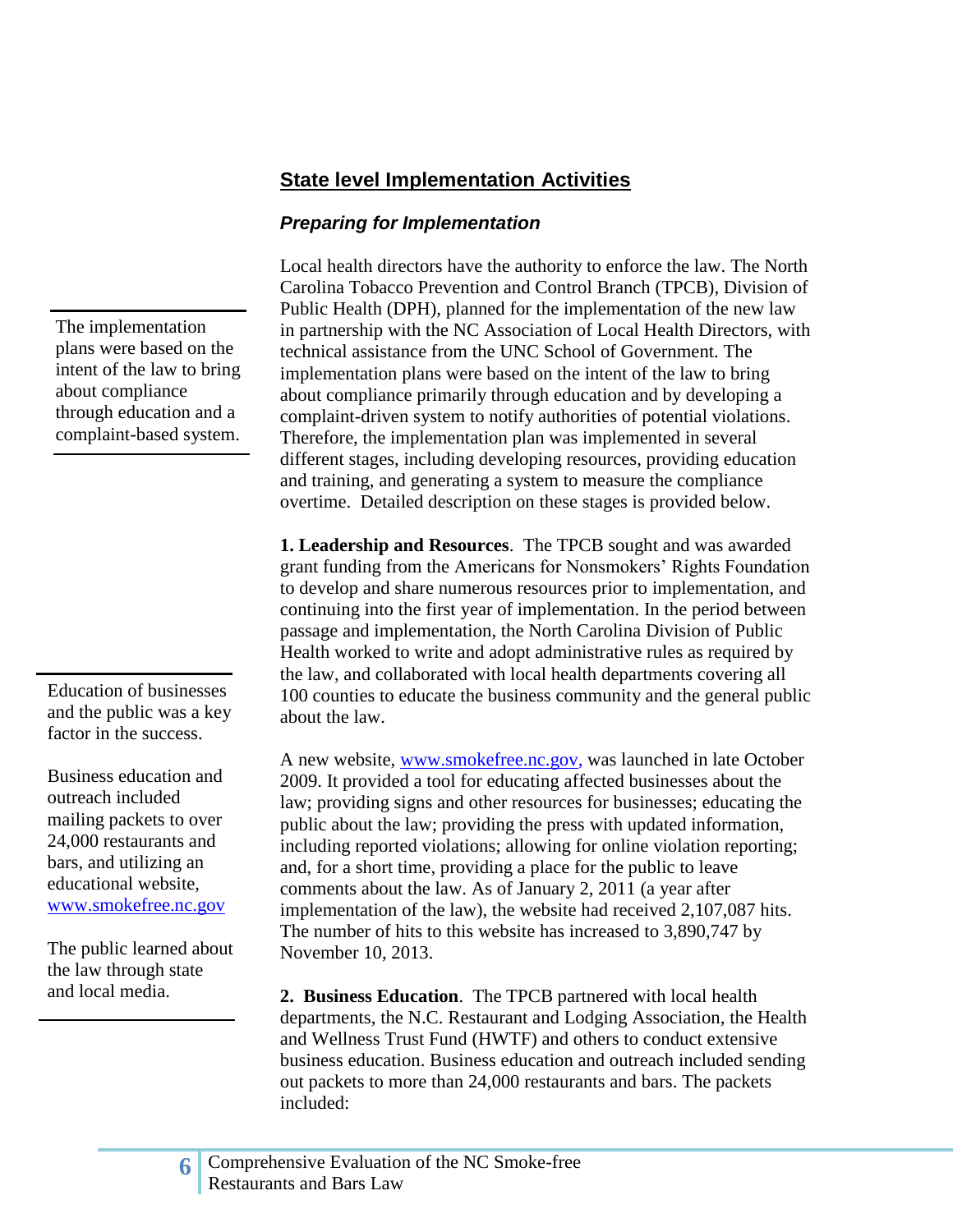## State level Implementation Activities

### *Preparing for Implementation*

> The implementation plans were based on the intent of the law to bring about compliance through education and a complaint-based system.

Local health directors have the authority to enforce the law. The North Carolina Tobacco Prevention and Control Branch (TPCB), Division of Public Health (DPH), planned for the implementation of the new law in partnership with the NC Association of Local Health Directors, with technical assistance from the UNC School of Government. The implementation plans were based on the intent of the law to bring about compliance primarily through education and by developing a complaint-driven system to notify authorities of potential violations. Therefore, the implementation plan was implemented in several different stages, including developing resources, providing education and training, and generating a system to measure the compliance overtime. Detailed description on these stages is provided below.

**1. Leadership and Resources**. The TPCB sought and was awarded grant funding from the Americans for Nonsmokers' Rights Foundation to develop and share numerous resources prior to implementation, and continuing into the first year of implementation. In the period between passage and implementation, the North Carolina Division of Public Health worked to write and adopt administrative rules as required by the law, and collaborated with local health departments covering all 100 counties to educate the business community and the general public about the law.

> Education of businesses and the public was a key factor in the success.
>
> Business education and outreach included mailing packets to over 24,000 restaurants and bars, and utilizing an educational website, www.smokefree.nc.gov
>
> The public learned about the law through state and local media.

A new website, www.smokefree.nc.gov, was launched in late October 2009. It provided a tool for educating affected businesses about the law; providing signs and other resources for businesses; educating the public about the law; providing the press with updated information, including reported violations; allowing for online violation reporting; and, for a short time, providing a place for the public to leave comments about the law. As of January 2, 2011 (a year after implementation of the law), the website had received 2,107,087 hits. The number of hits to this website has increased to 3,890,747 by November 10, 2013.

**2. Business Education**. The TPCB partnered with local health departments, the N.C. Restaurant and Lodging Association, the Health and Wellness Trust Fund (HWTF) and others to conduct extensive business education. Business education and outreach included sending out packets to more than 24,000 restaurants and bars. The packets included: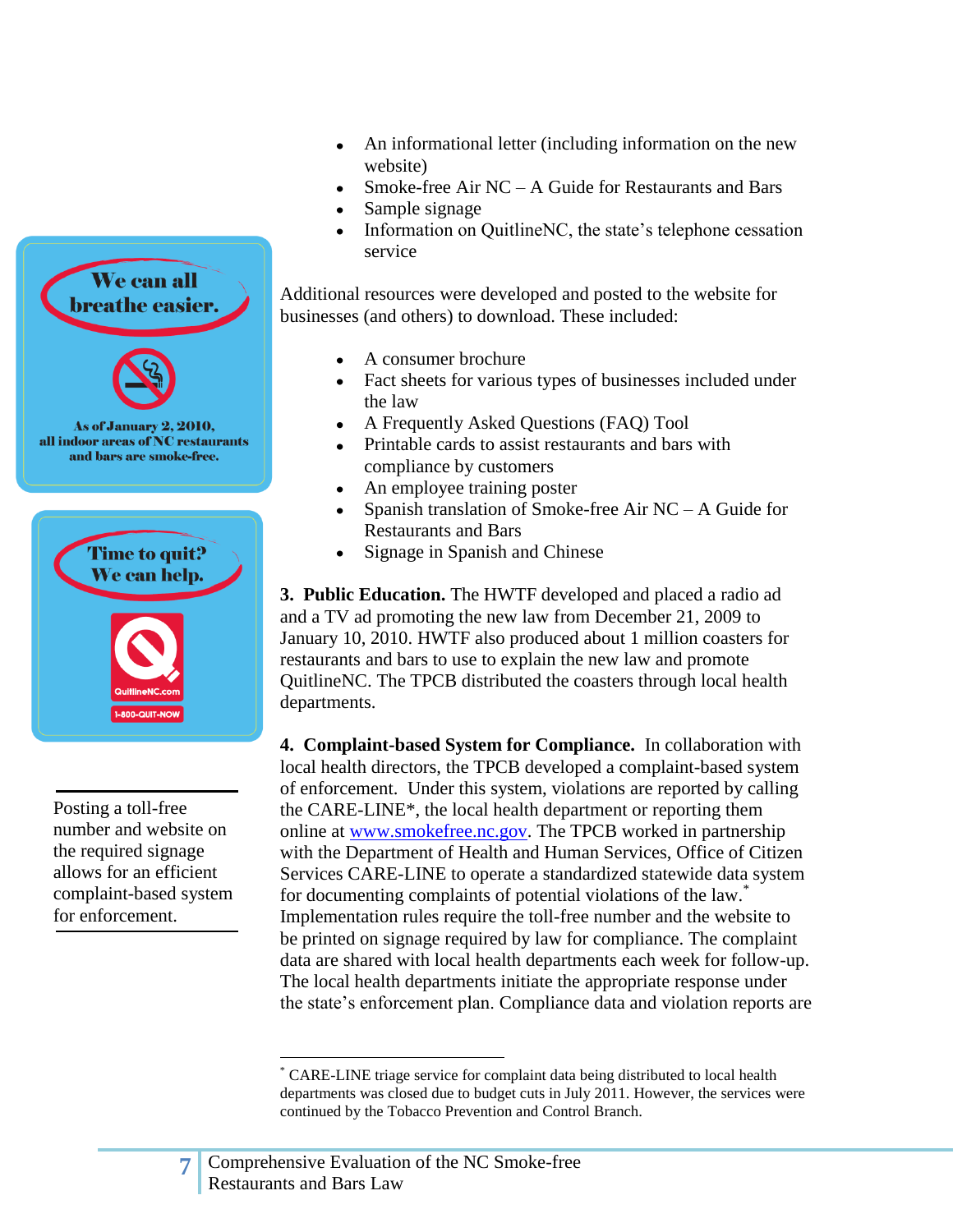- An informational letter (including information on the new website)
- Smoke-free Air NC – A Guide for Restaurants and Bars
- Sample signage
- Information on QuitlineNC, the state's telephone cessation service

We can all breathe easier.

As of January 2, 2010, all indoor areas of NC restaurants and bars are smoke-free.

Time to quit? We can help.

QuitlineNC.com

1-800-QUIT-NOW

Additional resources were developed and posted to the website for businesses (and others) to download. These included:

- A consumer brochure
- Fact sheets for various types of businesses included under the law
- A Frequently Asked Questions (FAQ) Tool
- Printable cards to assist restaurants and bars with compliance by customers
- An employee training poster
- Spanish translation of Smoke-free Air NC – A Guide for Restaurants and Bars
- Signage in Spanish and Chinese

**3. Public Education.** The HWTF developed and placed a radio ad and a TV ad promoting the new law from December 21, 2009 to January 10, 2010. HWTF also produced about 1 million coasters for restaurants and bars to use to explain the new law and promote QuitlineNC. The TPCB distributed the coasters through local health departments.

**4. Complaint-based System for Compliance.** In collaboration with local health directors, the TPCB developed a complaint-based system of enforcement. Under this system, violations are reported by calling the CARE-LINE*, the local health department or reporting them online at www.smokefree.nc.gov. The TPCB worked in partnership with the Department of Health and Human Services, Office of Citizen Services CARE-LINE to operate a standardized statewide data system for documenting complaints of potential violations of the law.* Implementation rules require the toll-free number and the website to be printed on signage required by law for compliance. The complaint data are shared with local health departments each week for follow-up. The local health departments initiate the appropriate response under the state's enforcement plan. Compliance data and violation reports are

> Posting a toll-free number and website on the required signage allows for an efficient complaint-based system for enforcement.

* CARE-LINE triage service for complaint data being distributed to local health departments was closed due to budget cuts in July 2011. However, the services were continued by the Tobacco Prevention and Control Branch.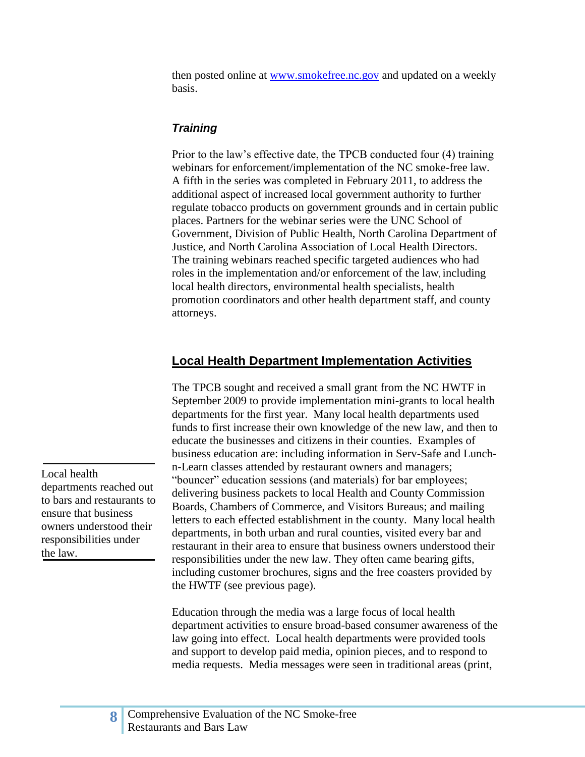then posted online at [www.smokefree.nc.gov](http://www.smokefree.nc.gov) and updated on a weekly basis.

### *Training*

Prior to the law's effective date, the TPCB conducted four (4) training webinars for enforcement/implementation of the NC smoke-free law. A fifth in the series was completed in February 2011, to address the additional aspect of increased local government authority to further regulate tobacco products on government grounds and in certain public places. Partners for the webinar series were the UNC School of Government, Division of Public Health, North Carolina Department of Justice, and North Carolina Association of Local Health Directors. The training webinars reached specific targeted audiences who had roles in the implementation and/or enforcement of the law, including local health directors, environmental health specialists, health promotion coordinators and other health department staff, and county attorneys.

## Local Health Department Implementation Activities

The TPCB sought and received a small grant from the NC HWTF in September 2009 to provide implementation mini-grants to local health departments for the first year. Many local health departments used funds to first increase their own knowledge of the new law, and then to educate the businesses and citizens in their counties. Examples of business education are: including information in Serv-Safe and Lunch-n-Learn classes attended by restaurant owners and managers; "bouncer" education sessions (and materials) for bar employees; delivering business packets to local Health and County Commission Boards, Chambers of Commerce, and Visitors Bureaus; and mailing letters to each effected establishment in the county. Many local health departments, in both urban and rural counties, visited every bar and restaurant in their area to ensure that business owners understood their responsibilities under the new law. They often came bearing gifts, including customer brochures, signs and the free coasters provided by the HWTF (see previous page).

> Local health departments reached out to bars and restaurants to ensure that business owners understood their responsibilities under the law.

Education through the media was a large focus of local health department activities to ensure broad-based consumer awareness of the law going into effect. Local health departments were provided tools and support to develop paid media, opinion pieces, and to respond to media requests. Media messages were seen in traditional areas (print,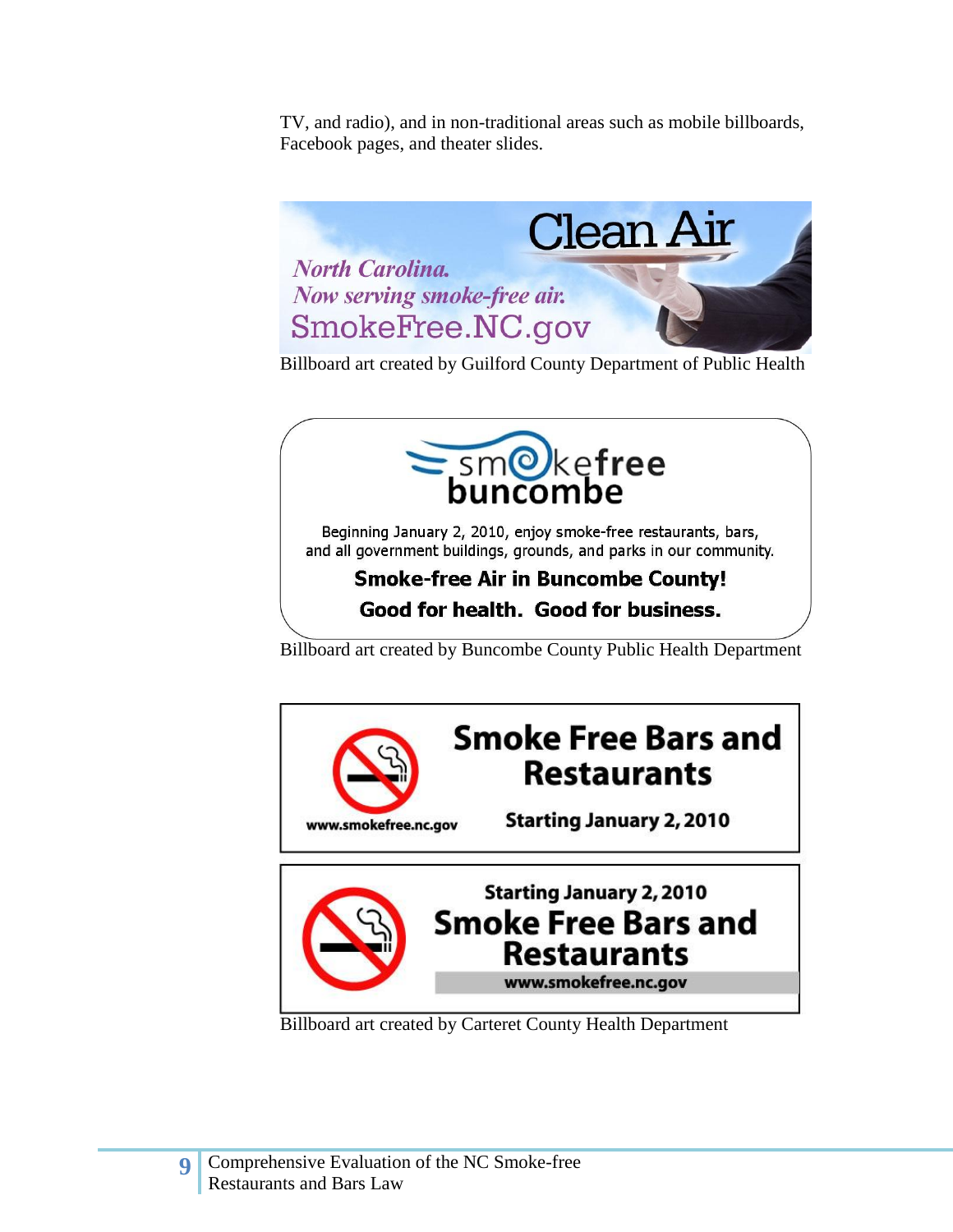TV, and radio), and in non-traditional areas such as mobile billboards, Facebook pages, and theater slides.

Clean Air

*North Carolina.*
*Now serving smoke-free air.*
SmokeFree.NC.gov

Billboard art created by Guilford County Department of Public Health

smokefree buncombe

Beginning January 2, 2010, enjoy smoke-free restaurants, bars, and all government buildings, grounds, and parks in our community.

**Smoke-free Air in Buncombe County!**

**Good for health. Good for business.**

Billboard art created by Buncombe County Public Health Department

**Smoke Free Bars and Restaurants**

**Starting January 2, 2010**

**www.smokefree.nc.gov**

**Starting January 2, 2010**

**Smoke Free Bars and Restaurants**

**www.smokefree.nc.gov**

Billboard art created by Carteret County Health Department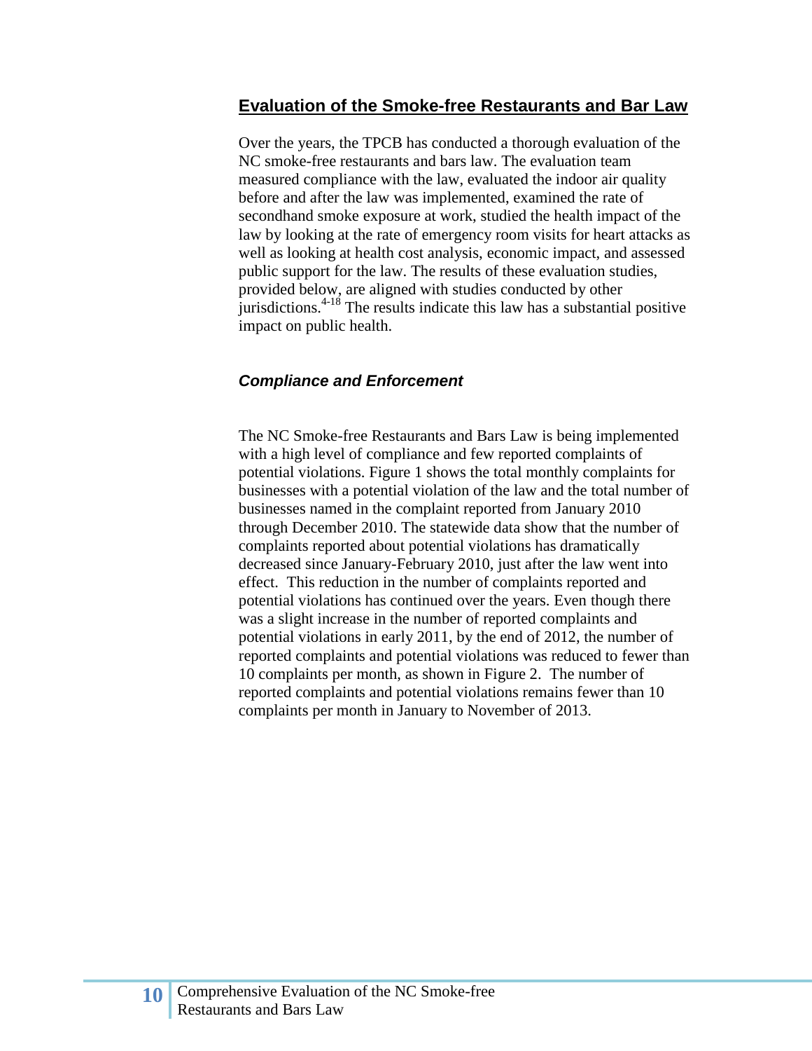## Evaluation of the Smoke-free Restaurants and Bar Law

Over the years, the TPCB has conducted a thorough evaluation of the NC smoke-free restaurants and bars law. The evaluation team measured compliance with the law, evaluated the indoor air quality before and after the law was implemented, examined the rate of secondhand smoke exposure at work, studied the health impact of the law by looking at the rate of emergency room visits for heart attacks as well as looking at health cost analysis, economic impact, and assessed public support for the law. The results of these evaluation studies, provided below, are aligned with studies conducted by other jurisdictions.[4-18] The results indicate this law has a substantial positive impact on public health.

### *Compliance and Enforcement*

The NC Smoke-free Restaurants and Bars Law is being implemented with a high level of compliance and few reported complaints of potential violations. Figure 1 shows the total monthly complaints for businesses with a potential violation of the law and the total number of businesses named in the complaint reported from January 2010 through December 2010. The statewide data show that the number of complaints reported about potential violations has dramatically decreased since January-February 2010, just after the law went into effect. This reduction in the number of complaints reported and potential violations has continued over the years. Even though there was a slight increase in the number of reported complaints and potential violations in early 2011, by the end of 2012, the number of reported complaints and potential violations was reduced to fewer than 10 complaints per month, as shown in Figure 2. The number of reported complaints and potential violations remains fewer than 10 complaints per month in January to November of 2013.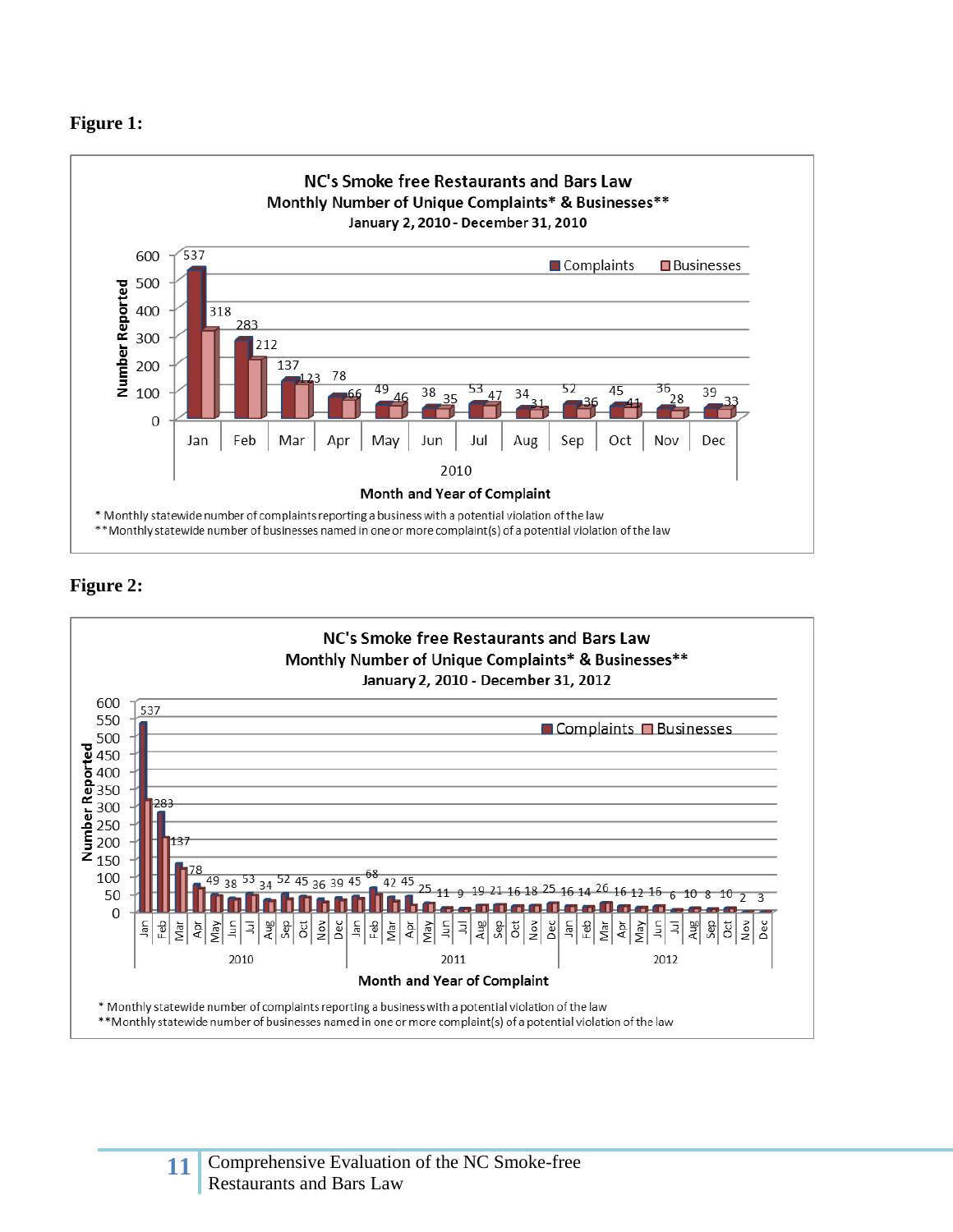**Figure 1:**

**NC's Smoke free Restaurants and Bars Law**
**Monthly Number of Unique Complaints* & Businesses****
**January 2, 2010 - December 31, 2010**

| Month (2010) | Complaints | Businesses |
|---|---|---|
| Jan | 537 | 318 |
| Feb | 283 | 212 |
| Mar | 137 | 123 |
| Apr | 78 | 66 |
| May | 49 | 46 |
| Jun | 38 | 35 |
| Jul | 53 | 47 |
| Aug | 34 | 31 |
| Sep | 52 | 36 |
| Oct | 45 | 41 |
| Nov | 36 | 28 |
| Dec | 39 | 33 |

Month and Year of Complaint

\* Monthly statewide number of complaints reporting a business with a potential violation of the law
** Monthly statewide number of businesses named in one or more complaint(s) of a potential violation of the law

**Figure 2:**

**NC's Smoke free Restaurants and Bars Law**
**Monthly Number of Unique Complaints* & Businesses****
**January 2, 2010 - December 31, 2012**

| Year | Month | Complaints |
|---|---|---|
| 2010 | Jan | 537 |
| 2010 | Feb | 283 |
| 2010 | Mar | 137 |
| 2010 | Apr | 78 |
| 2010 | May | 49 |
| 2010 | Jun | 38 |
| 2010 | Jul | 53 |
| 2010 | Aug | 34 |
| 2010 | Sep | 52 |
| 2010 | Oct | 45 |
| 2010 | Nov | 36 |
| 2010 | Dec | 39 |
| 2011 | Jan | 45 |
| 2011 | Feb | 68 |
| 2011 | Mar | 42 |
| 2011 | Apr | 45 |
| 2011 | May | 25 |
| 2011 | Jun | 11 |
| 2011 | Jul | 9 |
| 2011 | Aug | 19 |
| 2011 | Sep | 21 |
| 2011 | Oct | 16 |
| 2011 | Nov | 18 |
| 2011 | Dec | 25 |
| 2012 | Jan | 16 |
| 2012 | Feb | 14 |
| 2012 | Mar | 26 |
| 2012 | Apr | 16 |
| 2012 | May | 12 |
| 2012 | Jun | 16 |
| 2012 | Jul | 6 |
| 2012 | Aug | 10 |
| 2012 | Sep | 8 |
| 2012 | Oct | 10 |
| 2012 | Nov | 2 |
| 2012 | Dec | 3 |

Month and Year of Complaint

\* Monthly statewide number of complaints reporting a business with a potential violation of the law
** Monthly statewide number of businesses named in one or more complaint(s) of a potential violation of the law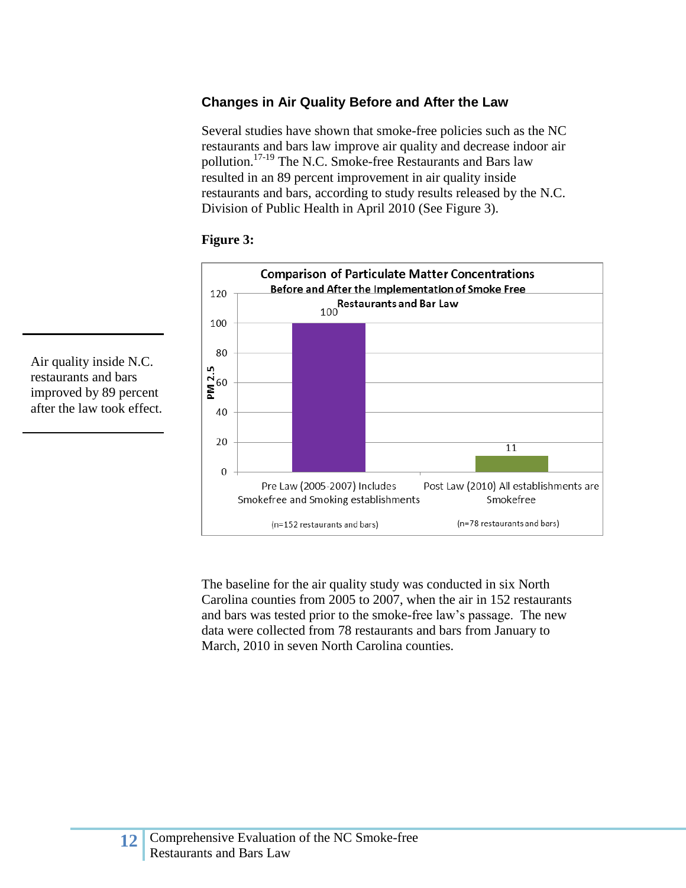### Changes in Air Quality Before and After the Law

Several studies have shown that smoke-free policies such as the NC restaurants and bars law improve air quality and decrease indoor air pollution.[17-19] The N.C. Smoke-free Restaurants and Bars law resulted in an 89 percent improvement in air quality inside restaurants and bars, according to study results released by the N.C. Division of Public Health in April 2010 (See Figure 3).

Air quality inside N.C. restaurants and bars improved by 89 percent after the law took effect.

**Figure 3:**

Comparison of Particulate Matter Concentrations Before and After the Implementation of Smoke Free Restaurants and Bar Law

| | PM 2.5 |
|---|---|
| Pre Law (2005-2007) Includes Smokefree and Smoking establishments (n=152 restaurants and bars) | 100 |
| Post Law (2010) All establishments are Smokefree (n=78 restaurants and bars) | 11 |

The baseline for the air quality study was conducted in six North Carolina counties from 2005 to 2007, when the air in 152 restaurants and bars was tested prior to the smoke-free law's passage. The new data were collected from 78 restaurants and bars from January to March, 2010 in seven North Carolina counties.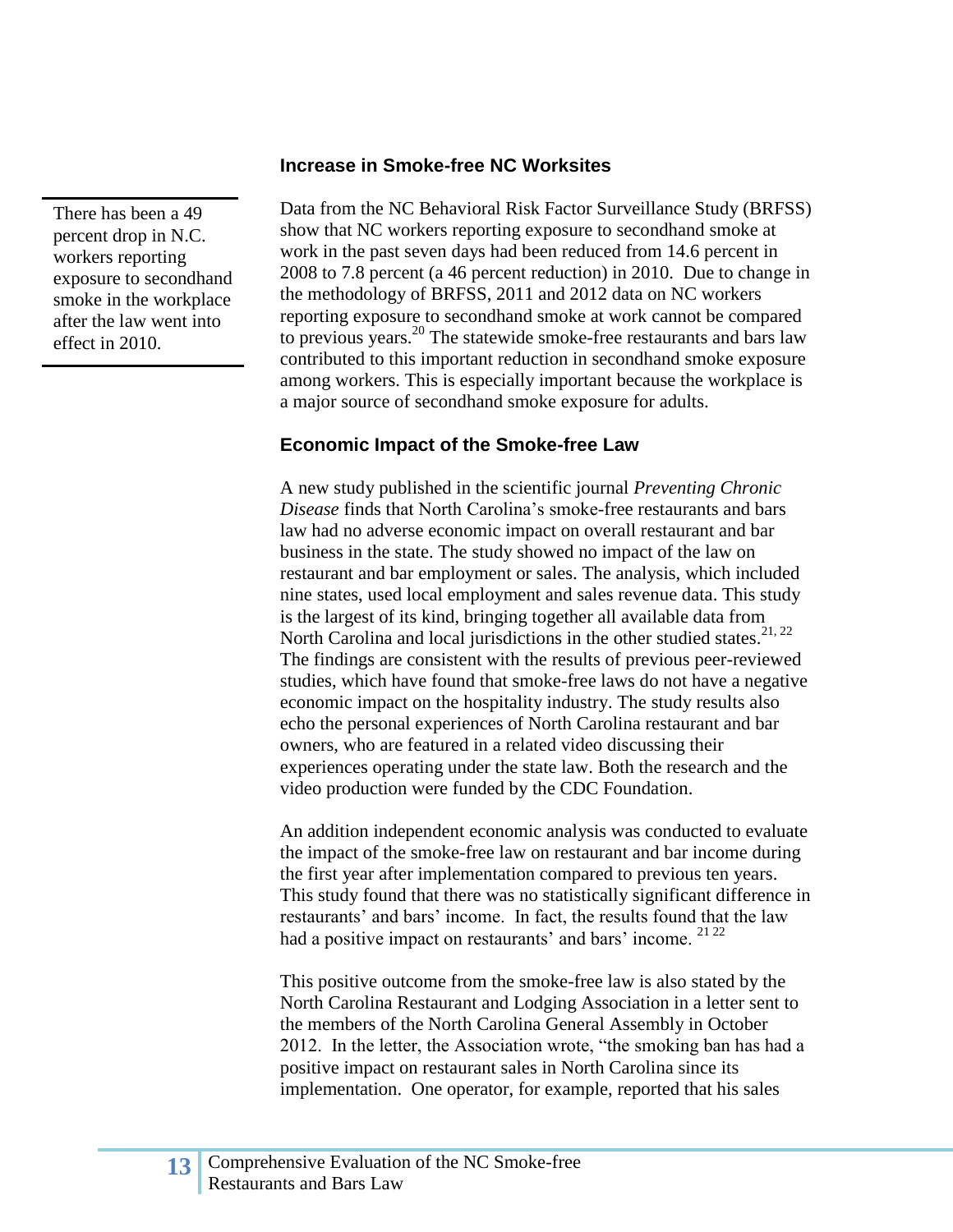## Increase in Smoke-free NC Worksites

> There has been a 49 percent drop in N.C. workers reporting exposure to secondhand smoke in the workplace after the law went into effect in 2010.

Data from the NC Behavioral Risk Factor Surveillance Study (BRFSS) show that NC workers reporting exposure to secondhand smoke at work in the past seven days had been reduced from 14.6 percent in 2008 to 7.8 percent (a 46 percent reduction) in 2010. Due to change in the methodology of BRFSS, 2011 and 2012 data on NC workers reporting exposure to secondhand smoke at work cannot be compared to previous years.[20] The statewide smoke-free restaurants and bars law contributed to this important reduction in secondhand smoke exposure among workers. This is especially important because the workplace is a major source of secondhand smoke exposure for adults.

## Economic Impact of the Smoke-free Law

A new study published in the scientific journal *Preventing Chronic Disease* finds that North Carolina's smoke-free restaurants and bars law had no adverse economic impact on overall restaurant and bar business in the state. The study showed no impact of the law on restaurant and bar employment or sales. The analysis, which included nine states, used local employment and sales revenue data. This study is the largest of its kind, bringing together all available data from North Carolina and local jurisdictions in the other studied states.[21, 22] The findings are consistent with the results of previous peer-reviewed studies, which have found that smoke-free laws do not have a negative economic impact on the hospitality industry. The study results also echo the personal experiences of North Carolina restaurant and bar owners, who are featured in a related video discussing their experiences operating under the state law. Both the research and the video production were funded by the CDC Foundation.

An addition independent economic analysis was conducted to evaluate the impact of the smoke-free law on restaurant and bar income during the first year after implementation compared to previous ten years. This study found that there was no statistically significant difference in restaurants' and bars' income. In fact, the results found that the law had a positive impact on restaurants' and bars' income. [21 22]

This positive outcome from the smoke-free law is also stated by the North Carolina Restaurant and Lodging Association in a letter sent to the members of the North Carolina General Assembly in October 2012. In the letter, the Association wrote, "the smoking ban has had a positive impact on restaurant sales in North Carolina since its implementation. One operator, for example, reported that his sales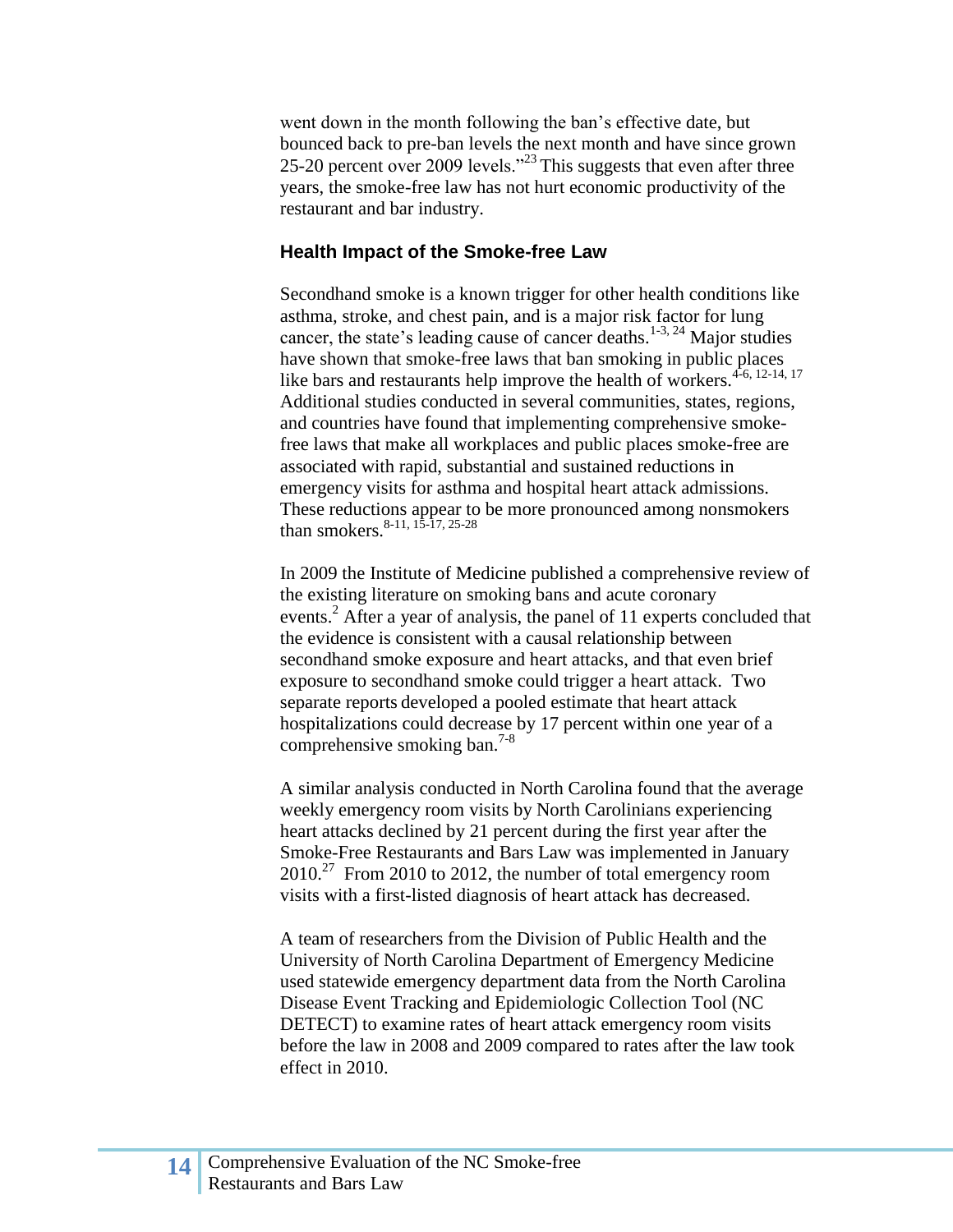went down in the month following the ban's effective date, but bounced back to pre-ban levels the next month and have since grown 25-20 percent over 2009 levels."[23] This suggests that even after three years, the smoke-free law has not hurt economic productivity of the restaurant and bar industry.

### Health Impact of the Smoke-free Law

Secondhand smoke is a known trigger for other health conditions like asthma, stroke, and chest pain, and is a major risk factor for lung cancer, the state's leading cause of cancer deaths.[1-3, 24] Major studies have shown that smoke-free laws that ban smoking in public places like bars and restaurants help improve the health of workers.[4-6, 12-14, 17] Additional studies conducted in several communities, states, regions, and countries have found that implementing comprehensive smoke-free laws that make all workplaces and public places smoke-free are associated with rapid, substantial and sustained reductions in emergency visits for asthma and hospital heart attack admissions. These reductions appear to be more pronounced among nonsmokers than smokers.[8-11, 15-17, 25-28]

In 2009 the Institute of Medicine published a comprehensive review of the existing literature on smoking bans and acute coronary events.[2] After a year of analysis, the panel of 11 experts concluded that the evidence is consistent with a causal relationship between secondhand smoke exposure and heart attacks, and that even brief exposure to secondhand smoke could trigger a heart attack. Two separate reports developed a pooled estimate that heart attack hospitalizations could decrease by 17 percent within one year of a comprehensive smoking ban.[7-8]

A similar analysis conducted in North Carolina found that the average weekly emergency room visits by North Carolinians experiencing heart attacks declined by 21 percent during the first year after the Smoke-Free Restaurants and Bars Law was implemented in January 2010.[27] From 2010 to 2012, the number of total emergency room visits with a first-listed diagnosis of heart attack has decreased.

A team of researchers from the Division of Public Health and the University of North Carolina Department of Emergency Medicine used statewide emergency department data from the North Carolina Disease Event Tracking and Epidemiologic Collection Tool (NC DETECT) to examine rates of heart attack emergency room visits before the law in 2008 and 2009 compared to rates after the law took effect in 2010.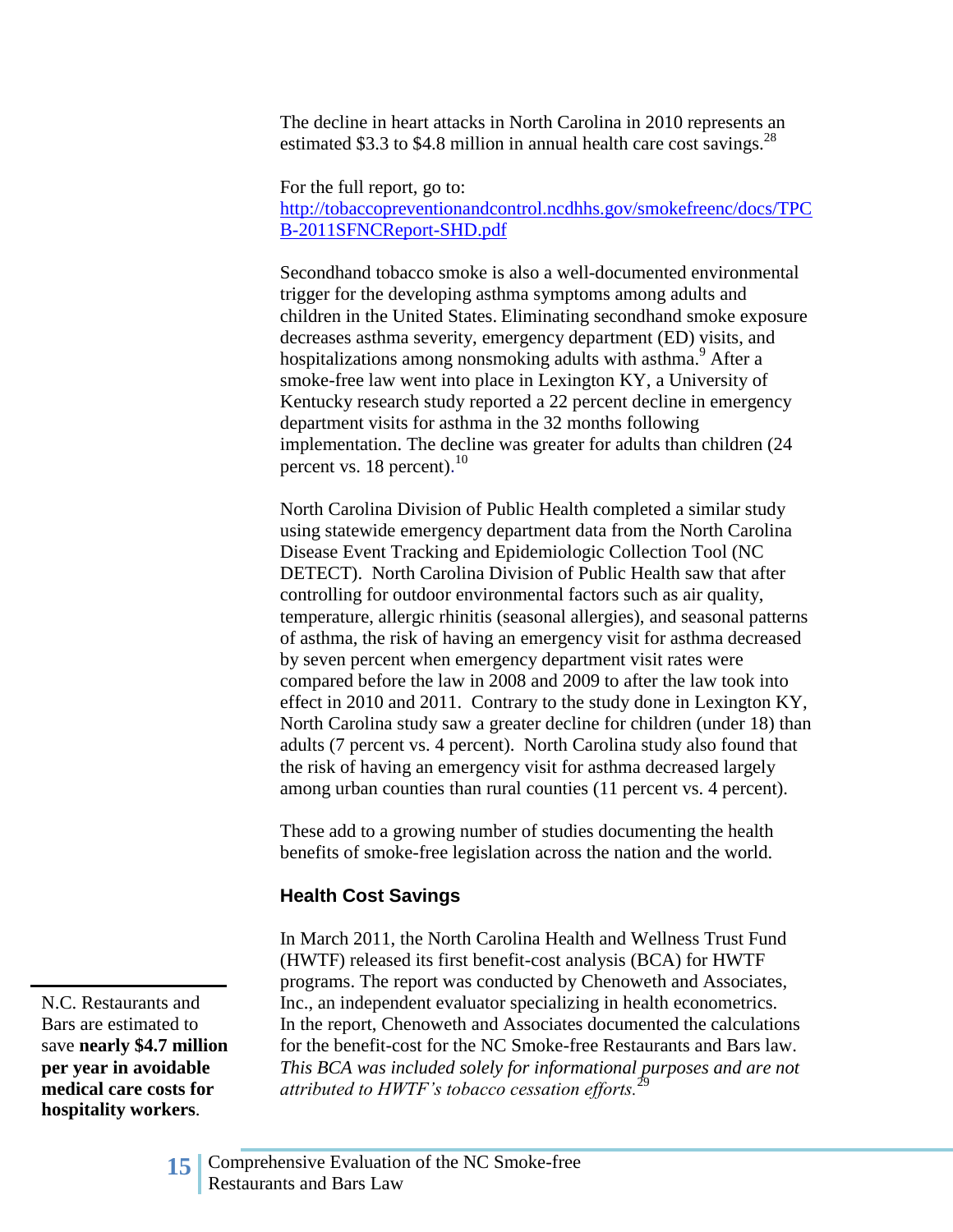The decline in heart attacks in North Carolina in 2010 represents an estimated $3.3 to $4.8 million in annual health care cost savings.[28]

For the full report, go to: [http://tobaccopreventionandcontrol.ncdhhs.gov/smokefreenc/docs/TPCB-2011SFNCReport-SHD.pdf](http://tobaccopreventionandcontrol.ncdhhs.gov/smokefreenc/docs/TPCB-2011SFNCReport-SHD.pdf)

Secondhand tobacco smoke is also a well-documented environmental trigger for the developing asthma symptoms among adults and children in the United States. Eliminating secondhand smoke exposure decreases asthma severity, emergency department (ED) visits, and hospitalizations among nonsmoking adults with asthma.[9] After a smoke-free law went into place in Lexington KY, a University of Kentucky research study reported a 22 percent decline in emergency department visits for asthma in the 32 months following implementation. The decline was greater for adults than children (24 percent vs. 18 percent).[10]

North Carolina Division of Public Health completed a similar study using statewide emergency department data from the North Carolina Disease Event Tracking and Epidemiologic Collection Tool (NC DETECT). North Carolina Division of Public Health saw that after controlling for outdoor environmental factors such as air quality, temperature, allergic rhinitis (seasonal allergies), and seasonal patterns of asthma, the risk of having an emergency visit for asthma decreased by seven percent when emergency department visit rates were compared before the law in 2008 and 2009 to after the law took into effect in 2010 and 2011. Contrary to the study done in Lexington KY, North Carolina study saw a greater decline for children (under 18) than adults (7 percent vs. 4 percent). North Carolina study also found that the risk of having an emergency visit for asthma decreased largely among urban counties than rural counties (11 percent vs. 4 percent).

These add to a growing number of studies documenting the health benefits of smoke-free legislation across the nation and the world.

### Health Cost Savings

In March 2011, the North Carolina Health and Wellness Trust Fund (HWTF) released its first benefit-cost analysis (BCA) for HWTF programs. The report was conducted by Chenoweth and Associates, Inc., an independent evaluator specializing in health econometrics. In the report, Chenoweth and Associates documented the calculations for the benefit-cost for the NC Smoke-free Restaurants and Bars law. *This BCA was included solely for informational purposes and are not attributed to HWTF's tobacco cessation efforts.*[29]

N.C. Restaurants and Bars are estimated to save **nearly $4.7 million per year in avoidable medical care costs for hospitality workers**.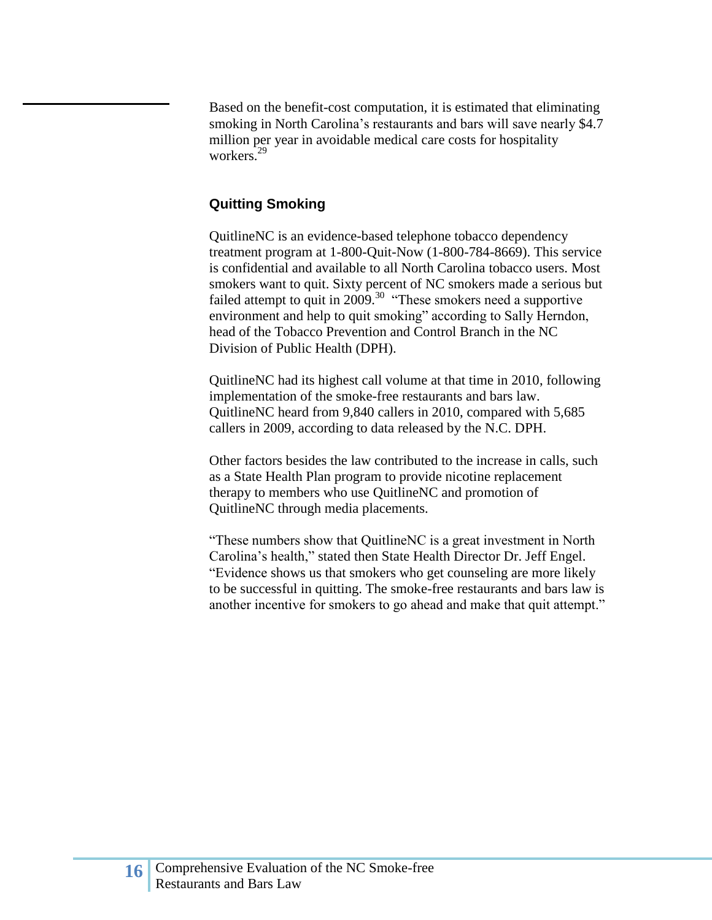Based on the benefit-cost computation, it is estimated that eliminating smoking in North Carolina's restaurants and bars will save nearly $4.7 million per year in avoidable medical care costs for hospitality workers.[29]

### Quitting Smoking

QuitlineNC is an evidence-based telephone tobacco dependency treatment program at 1-800-Quit-Now (1-800-784-8669). This service is confidential and available to all North Carolina tobacco users. Most smokers want to quit. Sixty percent of NC smokers made a serious but failed attempt to quit in 2009.[30] "These smokers need a supportive environment and help to quit smoking" according to Sally Herndon, head of the Tobacco Prevention and Control Branch in the NC Division of Public Health (DPH).

QuitlineNC had its highest call volume at that time in 2010, following implementation of the smoke-free restaurants and bars law. QuitlineNC heard from 9,840 callers in 2010, compared with 5,685 callers in 2009, according to data released by the N.C. DPH.

Other factors besides the law contributed to the increase in calls, such as a State Health Plan program to provide nicotine replacement therapy to members who use QuitlineNC and promotion of QuitlineNC through media placements.

"These numbers show that QuitlineNC is a great investment in North Carolina's health," stated then State Health Director Dr. Jeff Engel. "Evidence shows us that smokers who get counseling are more likely to be successful in quitting. The smoke-free restaurants and bars law is another incentive for smokers to go ahead and make that quit attempt."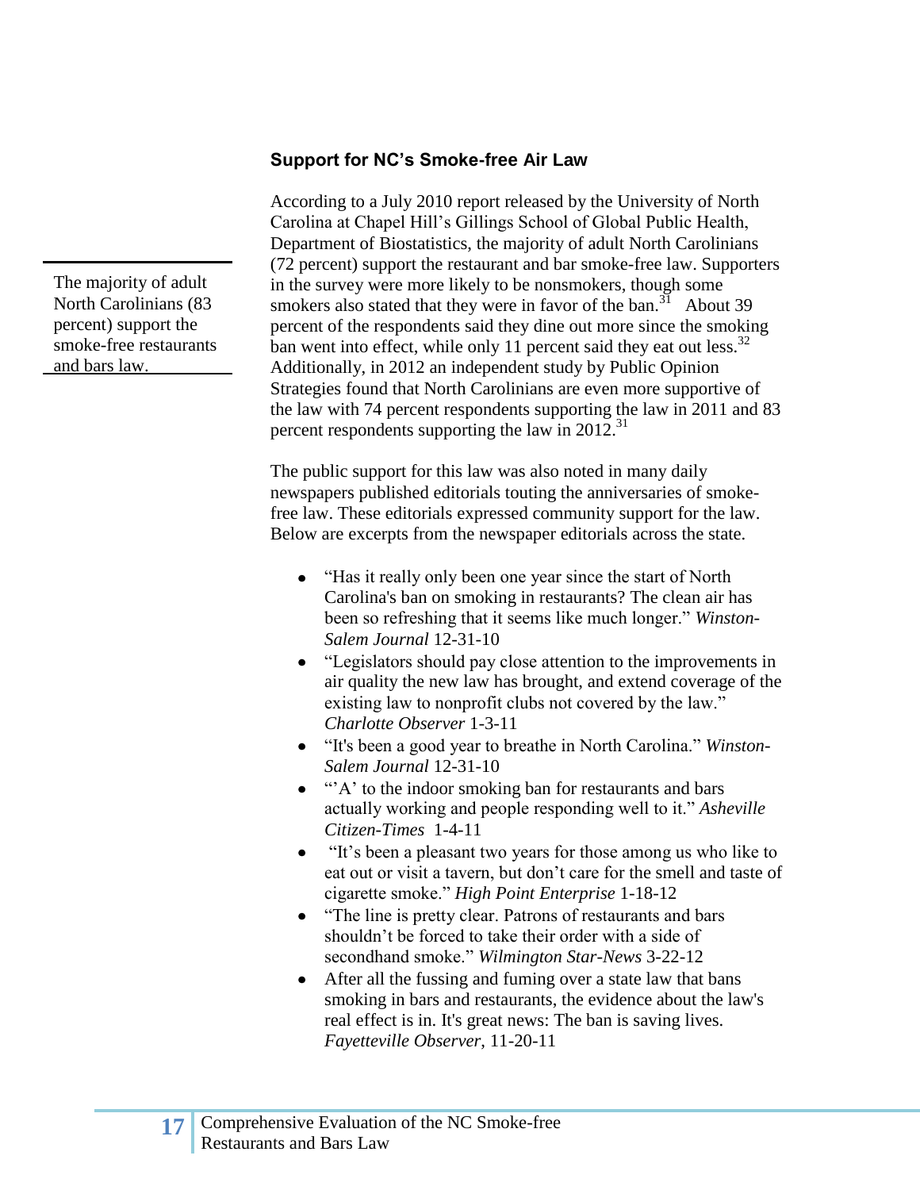## Support for NC's Smoke-free Air Law

The majority of adult North Carolinians (83 percent) support the smoke-free restaurants and bars law.

According to a July 2010 report released by the University of North Carolina at Chapel Hill's Gillings School of Global Public Health, Department of Biostatistics, the majority of adult North Carolinians (72 percent) support the restaurant and bar smoke-free law. Supporters in the survey were more likely to be nonsmokers, though some smokers also stated that they were in favor of the ban.[31] About 39 percent of the respondents said they dine out more since the smoking ban went into effect, while only 11 percent said they eat out less.[32] Additionally, in 2012 an independent study by Public Opinion Strategies found that North Carolinians are even more supportive of the law with 74 percent respondents supporting the law in 2011 and 83 percent respondents supporting the law in 2012.[31]

The public support for this law was also noted in many daily newspapers published editorials touting the anniversaries of smoke-free law. These editorials expressed community support for the law. Below are excerpts from the newspaper editorials across the state.

- "Has it really only been one year since the start of North Carolina's ban on smoking in restaurants? The clean air has been so refreshing that it seems like much longer." *Winston-Salem Journal* 12-31-10
- "Legislators should pay close attention to the improvements in air quality the new law has brought, and extend coverage of the existing law to nonprofit clubs not covered by the law." *Charlotte Observer* 1-3-11
- "It's been a good year to breathe in North Carolina." *Winston-Salem Journal* 12-31-10
- "'A' to the indoor smoking ban for restaurants and bars actually working and people responding well to it." *Asheville Citizen-Times* 1-4-11
- "It's been a pleasant two years for those among us who like to eat out or visit a tavern, but don't care for the smell and taste of cigarette smoke." *High Point Enterprise* 1-18-12
- "The line is pretty clear. Patrons of restaurants and bars shouldn't be forced to take their order with a side of secondhand smoke." *Wilmington Star-News* 3-22-12
- After all the fussing and fuming over a state law that bans smoking in bars and restaurants, the evidence about the law's real effect is in. It's great news: The ban is saving lives. *Fayetteville Observer*, 11-20-11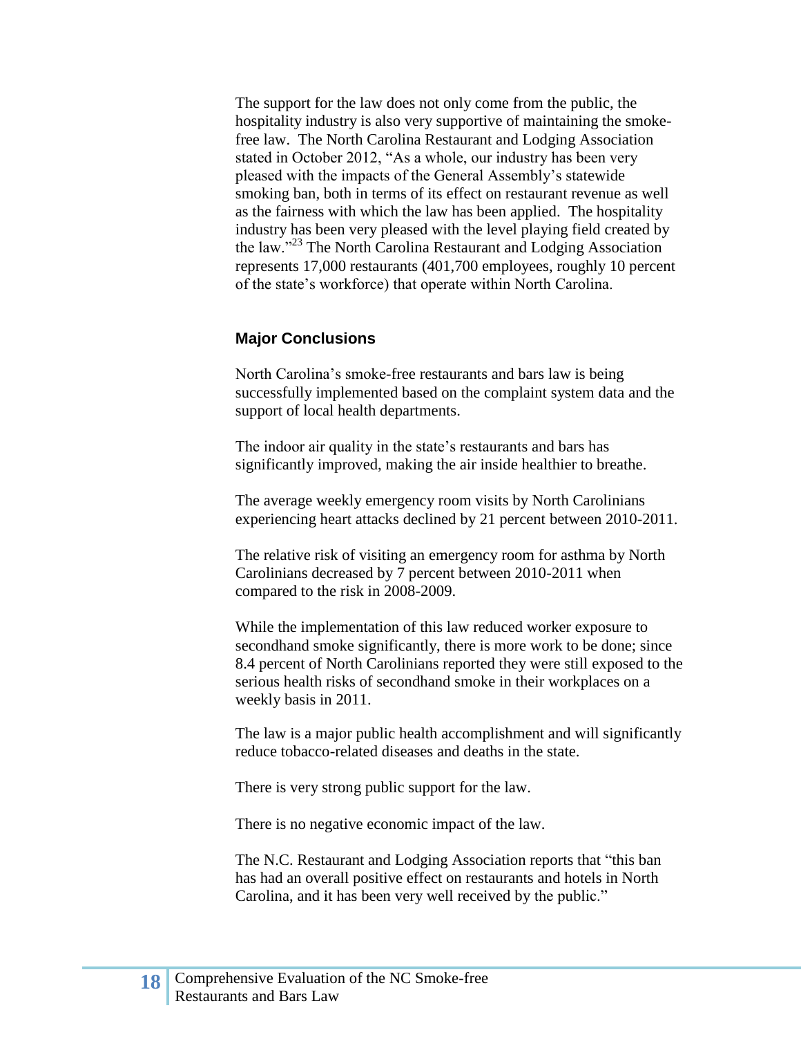The support for the law does not only come from the public, the hospitality industry is also very supportive of maintaining the smoke-free law. The North Carolina Restaurant and Lodging Association stated in October 2012, "As a whole, our industry has been very pleased with the impacts of the General Assembly's statewide smoking ban, both in terms of its effect on restaurant revenue as well as the fairness with which the law has been applied. The hospitality industry has been very pleased with the level playing field created by the law."[23] The North Carolina Restaurant and Lodging Association represents 17,000 restaurants (401,700 employees, roughly 10 percent of the state's workforce) that operate within North Carolina.

### Major Conclusions

North Carolina's smoke-free restaurants and bars law is being successfully implemented based on the complaint system data and the support of local health departments.

The indoor air quality in the state's restaurants and bars has significantly improved, making the air inside healthier to breathe.

The average weekly emergency room visits by North Carolinians experiencing heart attacks declined by 21 percent between 2010-2011.

The relative risk of visiting an emergency room for asthma by North Carolinians decreased by 7 percent between 2010-2011 when compared to the risk in 2008-2009.

While the implementation of this law reduced worker exposure to secondhand smoke significantly, there is more work to be done; since 8.4 percent of North Carolinians reported they were still exposed to the serious health risks of secondhand smoke in their workplaces on a weekly basis in 2011.

The law is a major public health accomplishment and will significantly reduce tobacco-related diseases and deaths in the state.

There is very strong public support for the law.

There is no negative economic impact of the law.

The N.C. Restaurant and Lodging Association reports that "this ban has had an overall positive effect on restaurants and hotels in North Carolina, and it has been very well received by the public."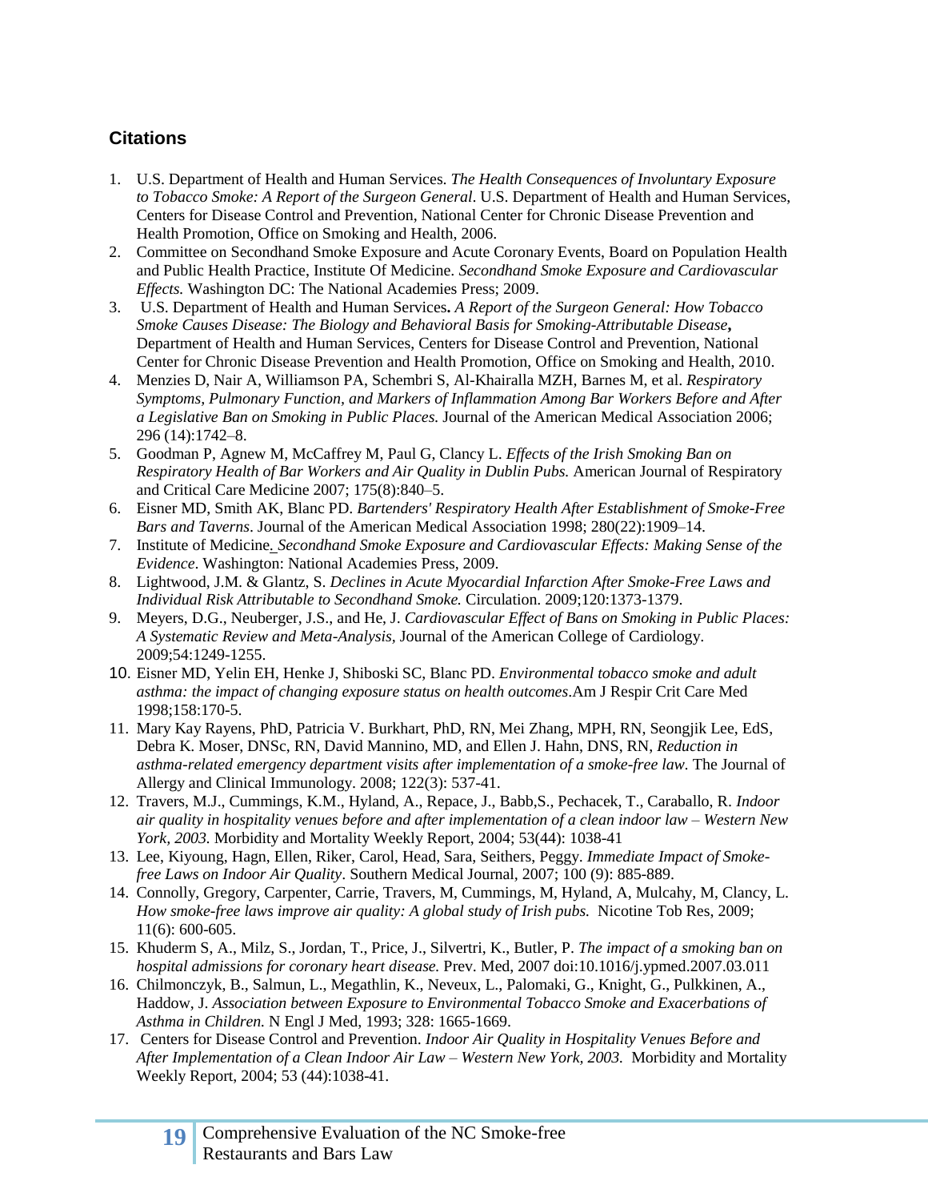## Citations

1. U.S. Department of Health and Human Services. *The Health Consequences of Involuntary Exposure to Tobacco Smoke: A Report of the Surgeon General*. U.S. Department of Health and Human Services, Centers for Disease Control and Prevention, National Center for Chronic Disease Prevention and Health Promotion, Office on Smoking and Health, 2006.
2. Committee on Secondhand Smoke Exposure and Acute Coronary Events, Board on Population Health and Public Health Practice, Institute Of Medicine. *Secondhand Smoke Exposure and Cardiovascular Effects.* Washington DC: The National Academies Press; 2009.
3. U.S. Department of Health and Human Services**.** *A Report of the Surgeon General: How Tobacco Smoke Causes Disease: The Biology and Behavioral Basis for Smoking-Attributable Disease***,** Department of Health and Human Services, Centers for Disease Control and Prevention, National Center for Chronic Disease Prevention and Health Promotion, Office on Smoking and Health, 2010.
4. Menzies D, Nair A, Williamson PA, Schembri S, Al-Khairalla MZH, Barnes M, et al. *Respiratory Symptoms, Pulmonary Function, and Markers of Inflammation Among Bar Workers Before and After a Legislative Ban on Smoking in Public Places.* Journal of the American Medical Association 2006; 296 (14):1742–8.
5. Goodman P, Agnew M, McCaffrey M, Paul G, Clancy L. *Effects of the Irish Smoking Ban on Respiratory Health of Bar Workers and Air Quality in Dublin Pubs.* American Journal of Respiratory and Critical Care Medicine 2007; 175(8):840–5.
6. Eisner MD, Smith AK, Blanc PD. *Bartenders' Respiratory Health After Establishment of Smoke-Free Bars and Taverns*. Journal of the American Medical Association 1998; 280(22):1909–14.
7. Institute of Medicine*. Secondhand Smoke Exposure and Cardiovascular Effects: Making Sense of the Evidence*. Washington: National Academies Press, 2009.
8. Lightwood, J.M. & Glantz, S. *Declines in Acute Myocardial Infarction After Smoke-Free Laws and Individual Risk Attributable to Secondhand Smoke.* Circulation. 2009;120:1373-1379.
9. Meyers, D.G., Neuberger, J.S., and He, J. *Cardiovascular Effect of Bans on Smoking in Public Places: A Systematic Review and Meta-Analysis,* Journal of the American College of Cardiology. 2009;54:1249-1255.
10. Eisner MD, Yelin EH, Henke J, Shiboski SC, Blanc PD. *Environmental tobacco smoke and adult asthma: the impact of changing exposure status on health outcomes*.Am J Respir Crit Care Med 1998;158:170-5.
11. Mary Kay Rayens, PhD, Patricia V. Burkhart, PhD, RN, Mei Zhang, MPH, RN, Seongjik Lee, EdS, Debra K. Moser, DNSc, RN, David Mannino, MD, and Ellen J. Hahn, DNS, RN, *Reduction in asthma-related emergency department visits after implementation of a smoke-free law*. The Journal of Allergy and Clinical Immunology. 2008; 122(3): 537-41.
12. Travers, M.J., Cummings, K.M., Hyland, A., Repace, J., Babb,S., Pechacek, T., Caraballo, R. *Indoor air quality in hospitality venues before and after implementation of a clean indoor law – Western New York, 2003.* Morbidity and Mortality Weekly Report, 2004; 53(44): 1038-41
13. Lee, Kiyoung, Hagn, Ellen, Riker, Carol, Head, Sara, Seithers, Peggy. *Immediate Impact of Smoke-free Laws on Indoor Air Quality*. Southern Medical Journal, 2007; 100 (9): 885-889.
14. Connolly, Gregory, Carpenter, Carrie, Travers, M, Cummings, M, Hyland, A, Mulcahy, M, Clancy, L. *How smoke-free laws improve air quality: A global study of Irish pubs.* Nicotine Tob Res, 2009; 11(6): 600-605.
15. Khuderm S, A., Milz, S., Jordan, T., Price, J., Silvertri, K., Butler, P. *The impact of a smoking ban on hospital admissions for coronary heart disease.* Prev. Med, 2007 doi:10.1016/j.ypmed.2007.03.011
16. Chilmonczyk, B., Salmun, L., Megathlin, K., Neveux, L., Palomaki, G., Knight, G., Pulkkinen, A., Haddow, J. *Association between Exposure to Environmental Tobacco Smoke and Exacerbations of Asthma in Children.* N Engl J Med, 1993; 328: 1665-1669.
17. Centers for Disease Control and Prevention. *Indoor Air Quality in Hospitality Venues Before and After Implementation of a Clean Indoor Air Law – Western New York, 2003.* Morbidity and Mortality Weekly Report, 2004; 53 (44):1038-41.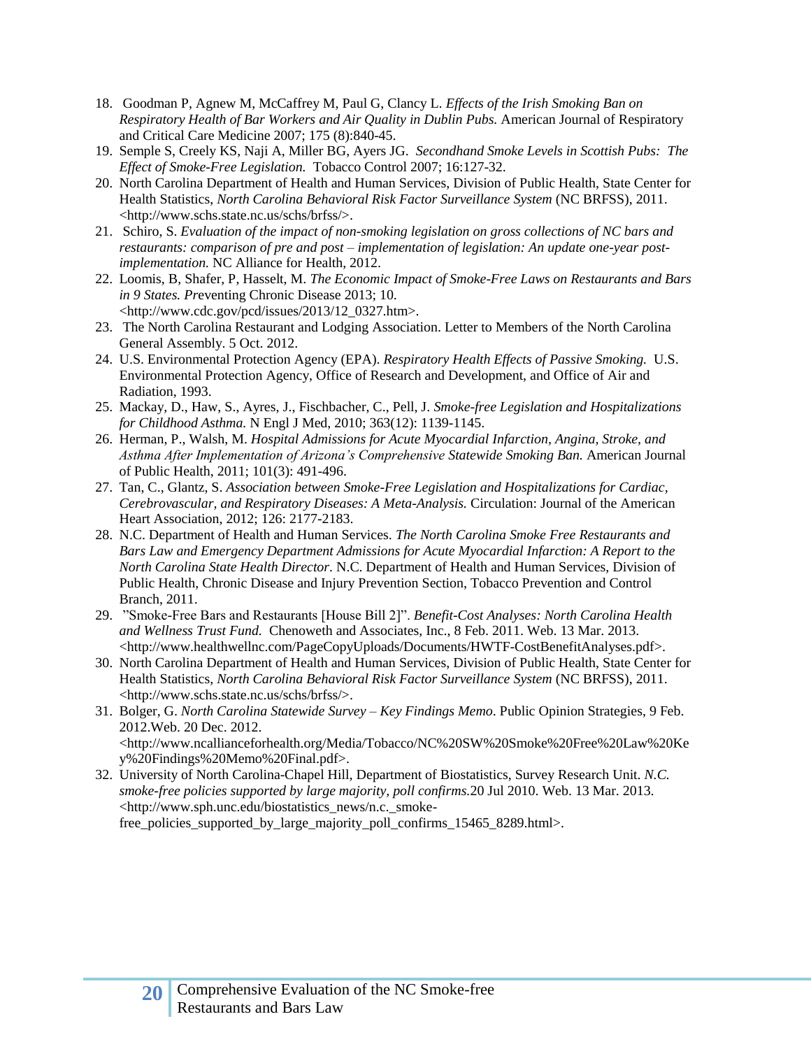18. Goodman P, Agnew M, McCaffrey M, Paul G, Clancy L. *Effects of the Irish Smoking Ban on Respiratory Health of Bar Workers and Air Quality in Dublin Pubs.* American Journal of Respiratory and Critical Care Medicine 2007; 175 (8):840-45.
19. Semple S, Creely KS, Naji A, Miller BG, Ayers JG. *Secondhand Smoke Levels in Scottish Pubs: The Effect of Smoke-Free Legislation.* Tobacco Control 2007; 16:127-32.
20. North Carolina Department of Health and Human Services, Division of Public Health, State Center for Health Statistics, *North Carolina Behavioral Risk Factor Surveillance System* (NC BRFSS), 2011. <http://www.schs.state.nc.us/schs/brfss/>.
21. Schiro, S. *Evaluation of the impact of non-smoking legislation on gross collections of NC bars and restaurants: comparison of pre and post – implementation of legislation: An update one-year post-implementation.* NC Alliance for Health, 2012.
22. Loomis, B, Shafer, P, Hasselt, M. *The Economic Impact of Smoke-Free Laws on Restaurants and Bars in 9 States. P*reventing Chronic Disease 2013; 10. <http://www.cdc.gov/pcd/issues/2013/12_0327.htm>.
23. The North Carolina Restaurant and Lodging Association. Letter to Members of the North Carolina General Assembly. 5 Oct. 2012.
24. U.S. Environmental Protection Agency (EPA). *Respiratory Health Effects of Passive Smoking.* U.S. Environmental Protection Agency, Office of Research and Development, and Office of Air and Radiation, 1993.
25. Mackay, D., Haw, S., Ayres, J., Fischbacher, C., Pell, J. *Smoke-free Legislation and Hospitalizations for Childhood Asthma.* N Engl J Med, 2010; 363(12): 1139-1145.
26. Herman, P., Walsh, M. *Hospital Admissions for Acute Myocardial Infarction, Angina, Stroke, and Asthma After Implementation of Arizona's Comprehensive Statewide Smoking Ban.* American Journal of Public Health, 2011; 101(3): 491-496.
27. Tan, C., Glantz, S. *Association between Smoke-Free Legislation and Hospitalizations for Cardiac, Cerebrovascular, and Respiratory Diseases: A Meta-Analysis.* Circulation: Journal of the American Heart Association, 2012; 126: 2177-2183.
28. N.C. Department of Health and Human Services. *The North Carolina Smoke Free Restaurants and Bars Law and Emergency Department Admissions for Acute Myocardial Infarction: A Report to the North Carolina State Health Director*. N.C. Department of Health and Human Services, Division of Public Health, Chronic Disease and Injury Prevention Section, Tobacco Prevention and Control Branch, 2011.
29. "Smoke-Free Bars and Restaurants [House Bill 2]". *Benefit-Cost Analyses: North Carolina Health and Wellness Trust Fund.* Chenoweth and Associates, Inc., 8 Feb. 2011. Web. 13 Mar. 2013. <http://www.healthwellnc.com/PageCopyUploads/Documents/HWTF-CostBenefitAnalyses.pdf>.
30. North Carolina Department of Health and Human Services, Division of Public Health, State Center for Health Statistics, *North Carolina Behavioral Risk Factor Surveillance System* (NC BRFSS), 2011. <http://www.schs.state.nc.us/schs/brfss/>.
31. Bolger, G. *North Carolina Statewide Survey – Key Findings Memo*. Public Opinion Strategies, 9 Feb. 2012.Web. 20 Dec. 2012. <http://www.ncallianceforhealth.org/Media/Tobacco/NC%20SW%20Smoke%20Free%20Law%20Key%20Findings%20Memo%20Final.pdf>.
32. University of North Carolina-Chapel Hill, Department of Biostatistics, Survey Research Unit. *N.C. smoke-free policies supported by large majority, poll confirms.*20 Jul 2010. Web. 13 Mar. 2013. <http://www.sph.unc.edu/biostatistics_news/n.c._smoke-free_policies_supported_by_large_majority_poll_confirms_15465_8289.html>.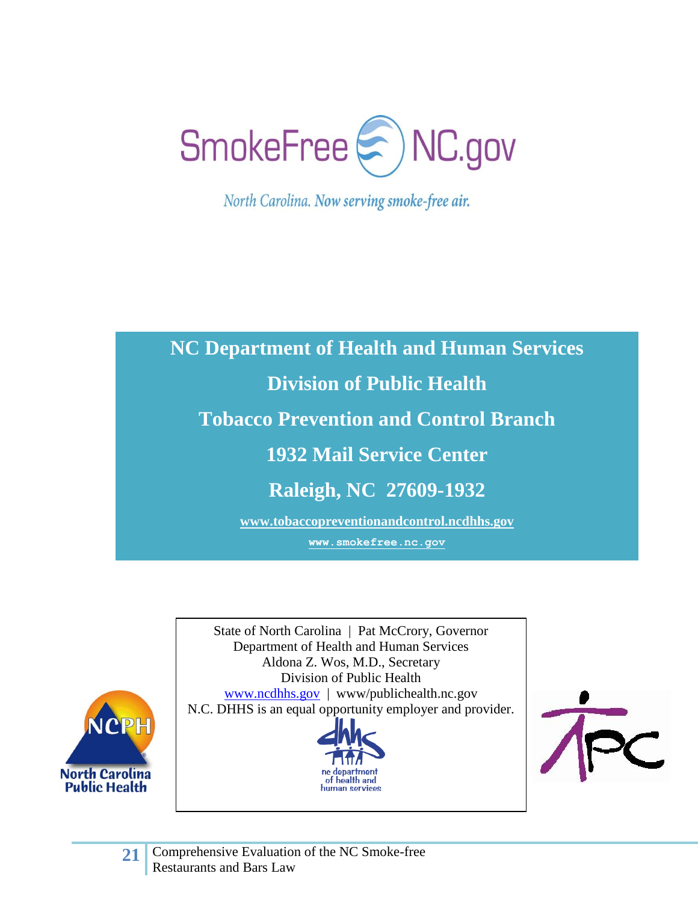SmokeFree NC.gov

*North Carolina. Now serving smoke-free air.*

**NC Department of Health and Human Services**

**Division of Public Health**

**Tobacco Prevention and Control Branch**

**1932 Mail Service Center**

**Raleigh, NC 27609-1932**

**www.tobaccopreventionandcontrol.ncdhhs.gov**

**www.smokefree.nc.gov**

State of North Carolina | Pat McCrory, Governor
Department of Health and Human Services
Aldona Z. Wos, M.D., Secretary
Division of Public Health
www.ncdhhs.gov | www/publichealth.nc.gov
N.C. DHHS is an equal opportunity employer and provider.

nc department of health and human services

NCPH North Carolina Public Health

TPC